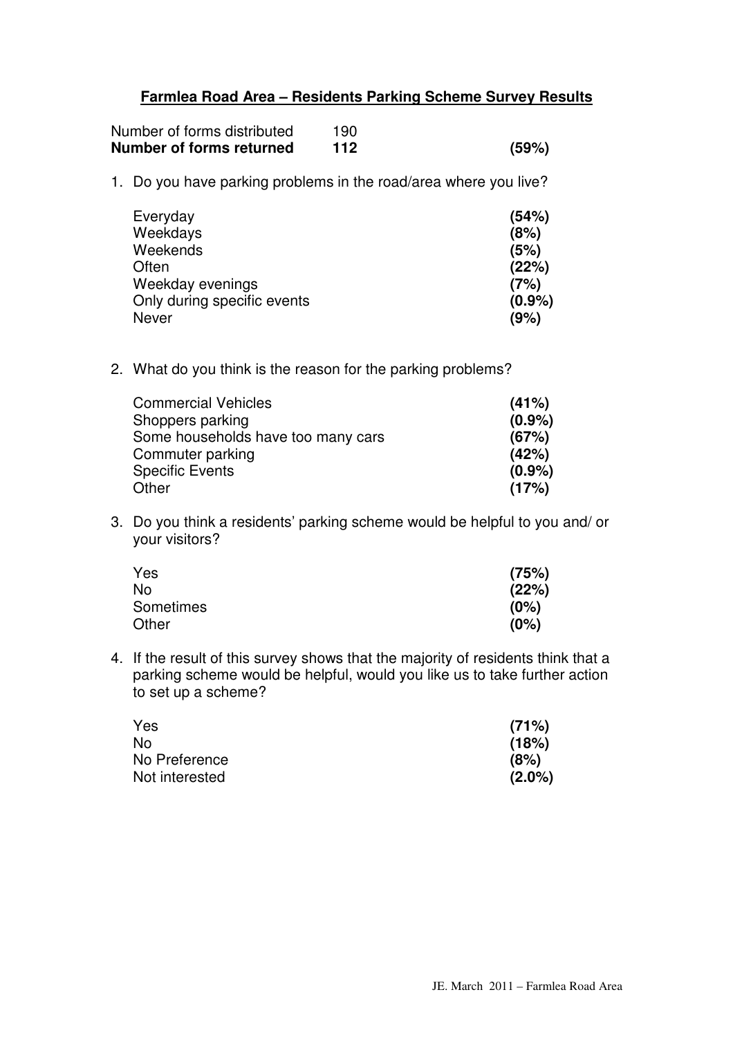# Farmlea Road Area – Residents Parking Scheme Survey Results

| | | |
|---|---|---|
| Number of forms distributed | 190 | |
| **Number of forms returned** | **112** | **(59%)** |

1. Do you have parking problems in the road/area where you live?

| | |
|---|---|
| Everyday | **(54%)** |
| Weekdays | **(8%)** |
| Weekends | **(5%)** |
| Often | **(22%)** |
| Weekday evenings | **(7%)** |
| Only during specific events | **(0.9%)** |
| Never | **(9%)** |

2. What do you think is the reason for the parking problems?

| | |
|---|---|
| Commercial Vehicles | **(41%)** |
| Shoppers parking | **(0.9%)** |
| Some households have too many cars | **(67%)** |
| Commuter parking | **(42%)** |
| Specific Events | **(0.9%)** |
| Other | **(17%)** |

3. Do you think a residents' parking scheme would be helpful to you and/ or your visitors?

| | |
|---|---|
| Yes | **(75%)** |
| No | **(22%)** |
| Sometimes | **(0%)** |
| Other | **(0%)** |

4. If the result of this survey shows that the majority of residents think that a parking scheme would be helpful, would you like us to take further action to set up a scheme?

| | |
|---|---|
| Yes | **(71%)** |
| No | **(18%)** |
| No Preference | **(8%)** |
| Not interested | **(2.0%)** |

JE. March 2011 – Farmlea Road Area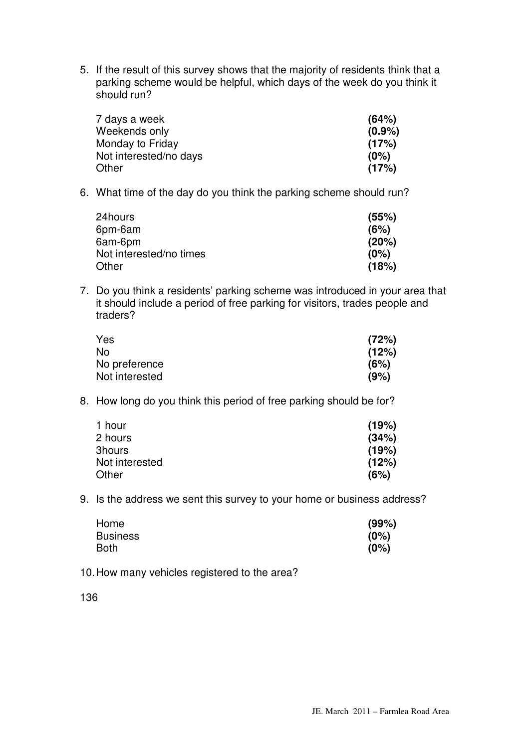5. If the result of this survey shows that the majority of residents think that a parking scheme would be helpful, which days of the week do you think it should run?

| | |
|---|---|
| 7 days a week | **(64%)** |
| Weekends only | **(0.9%)** |
| Monday to Friday | **(17%)** |
| Not interested/no days | **(0%)** |
| Other | **(17%)** |

6. What time of the day do you think the parking scheme should run?

| | |
|---|---|
| 24hours | **(55%)** |
| 6pm-6am | **(6%)** |
| 6am-6pm | **(20%)** |
| Not interested/no times | **(0%)** |
| Other | **(18%)** |

7. Do you think a residents' parking scheme was introduced in your area that it should include a period of free parking for visitors, trades people and traders?

| | |
|---|---|
| Yes | **(72%)** |
| No | **(12%)** |
| No preference | **(6%)** |
| Not interested | **(9%)** |

8. How long do you think this period of free parking should be for?

| | |
|---|---|
| 1 hour | **(19%)** |
| 2 hours | **(34%)** |
| 3hours | **(19%)** |
| Not interested | **(12%)** |
| Other | **(6%)** |

9. Is the address we sent this survey to your home or business address?

| | |
|---|---|
| Home | **(99%)** |
| Business | **(0%)** |
| Both | **(0%)** |

10. How many vehicles registered to the area?

136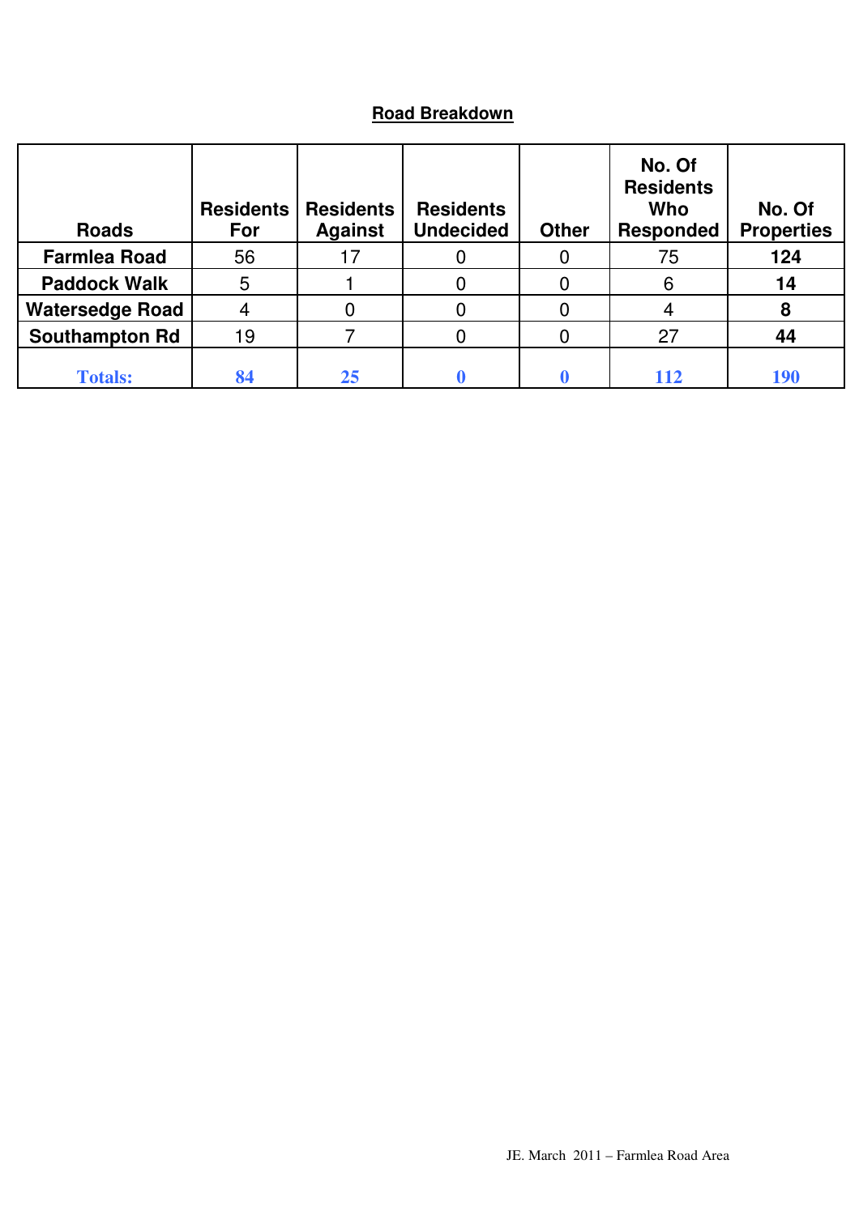## Road Breakdown

| Roads | Residents For | Residents Against | Residents Undecided | Other | No. Of Residents Who Responded | No. Of Properties |
|---|---|---|---|---|---|---|
| **Farmlea Road** | 56 | 17 | 0 | 0 | 75 | **124** |
| **Paddock Walk** | 5 | 1 | 0 | 0 | 6 | **14** |
| **Watersedge Road** | 4 | 0 | 0 | 0 | 4 | **8** |
| **Southampton Rd** | 19 | 7 | 0 | 0 | 27 | **44** |
| **Totals:** | **84** | **25** | **0** | **0** | **112** | **190** |

JE. March 2011 – Farmlea Road Area